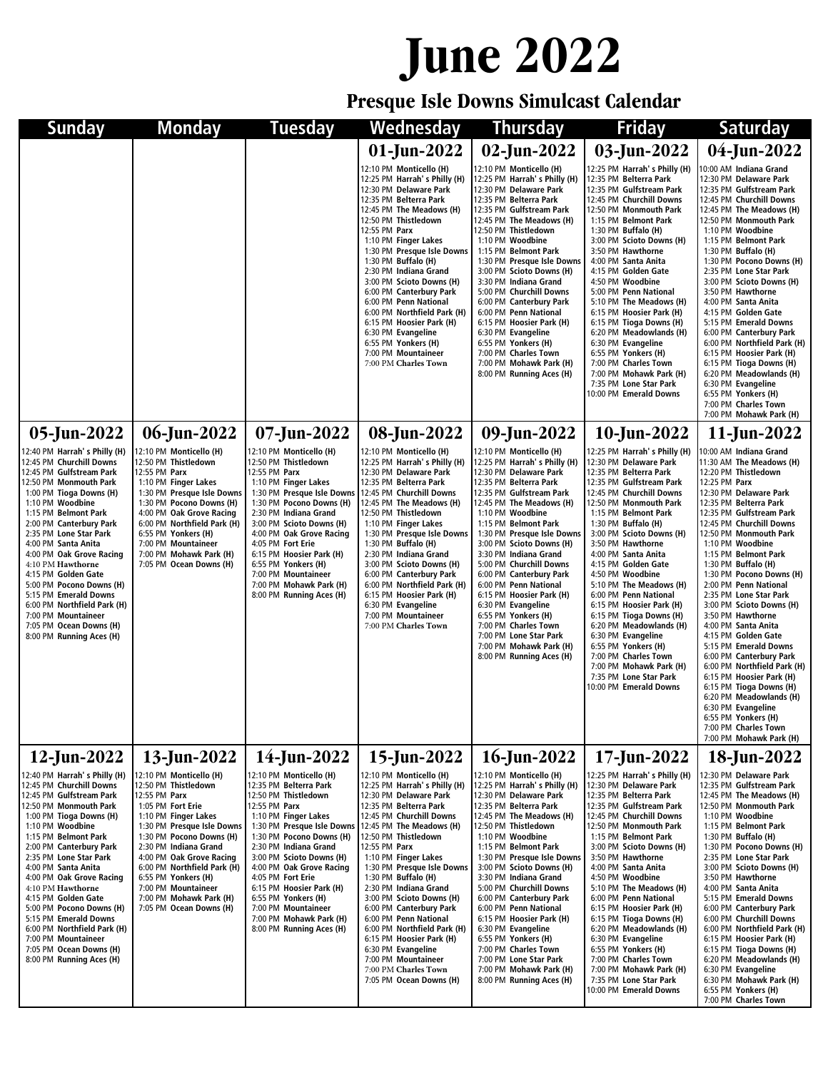# June 2022

## Presque Isle Downs Simulcast Calendar

| Sunday | Monday | Tuesday | Wednesday | Thursday | Friday | Saturday |
|---|---|---|---|---|---|---|
| | | | **01-Jun-2022**<br>12:10 PM Monticello (H)<br>12:25 PM Harrah' s Philly (H)<br>12:30 PM Delaware Park<br>12:35 PM Belterra Park<br>12:45 PM The Meadows (H)<br>12:50 PM Thistledown<br>12:55 PM Parx<br>1:10 PM Finger Lakes<br>1:30 PM Presque Isle Downs<br>1:30 PM Buffalo (H)<br>2:30 PM Indiana Grand<br>3:00 PM Scioto Downs (H)<br>6:00 PM Canterbury Park<br>6:00 PM Penn National<br>6:00 PM Northfield Park (H)<br>6:15 PM Hoosier Park (H)<br>6:30 PM Evangeline<br>6:55 PM Yonkers (H)<br>7:00 PM Mountaineer<br>7:00 PM Charles Town | **02-Jun-2022**<br>12:10 PM Monticello (H)<br>12:25 PM Harrah' s Philly (H)<br>12:30 PM Delaware Park<br>12:35 PM Belterra Park<br>12:35 PM Gulfstream Park<br>12:45 PM The Meadows (H)<br>12:50 PM Thistledown<br>1:10 PM Woodbine<br>1:15 PM Belmont Park<br>1:30 PM Presque Isle Downs<br>3:00 PM Scioto Downs (H)<br>3:30 PM Indiana Grand<br>5:00 PM Churchill Downs<br>6:00 PM Canterbury Park<br>6:00 PM Penn National<br>6:15 PM Hoosier Park (H)<br>6:30 PM Evangeline<br>6:55 PM Yonkers (H)<br>7:00 PM Charles Town<br>7:00 PM Mohawk Park (H)<br>8:00 PM Running Aces (H) | **03-Jun-2022**<br>12:25 PM Harrah' s Philly (H)<br>12:35 PM Belterra Park<br>12:35 PM Gulfstream Park<br>12:45 PM Churchill Downs<br>12:50 PM Monmouth Park<br>1:15 PM Belmont Park<br>1:30 PM Buffalo (H)<br>3:00 PM Scioto Downs (H)<br>3:50 PM Hawthorne<br>4:00 PM Santa Anita<br>4:15 PM Golden Gate<br>4:50 PM Woodbine<br>5:00 PM Penn National<br>5:10 PM The Meadows (H)<br>6:15 PM Hoosier Park (H)<br>6:15 PM Tioga Downs (H)<br>6:20 PM Meadowlands (H)<br>6:30 PM Evangeline<br>6:55 PM Yonkers (H)<br>7:00 PM Charles Town<br>7:00 PM Mohawk Park (H)<br>7:35 PM Lone Star Park<br>10:00 PM Emerald Downs | **04-Jun-2022**<br>10:00 AM Indiana Grand<br>12:30 PM Delaware Park<br>12:35 PM Gulfstream Park<br>12:45 PM Churchill Downs<br>12:45 PM The Meadows (H)<br>12:50 PM Monmouth Park<br>1:10 PM Woodbine<br>1:15 PM Belmont Park<br>1:30 PM Buffalo (H)<br>1:30 PM Pocono Downs (H)<br>2:35 PM Lone Star Park<br>3:00 PM Scioto Downs (H)<br>3:50 PM Hawthorne<br>4:00 PM Santa Anita<br>4:15 PM Golden Gate<br>5:15 PM Emerald Downs<br>6:00 PM Canterbury Park<br>6:00 PM Northfield Park (H)<br>6:15 PM Hoosier Park (H)<br>6:15 PM Tioga Downs (H)<br>6:20 PM Meadowlands (H)<br>6:30 PM Evangeline<br>6:55 PM Yonkers (H)<br>7:00 PM Charles Town<br>7:00 PM Mohawk Park (H) |
| **05-Jun-2022**<br>12:40 PM Harrah' s Philly (H)<br>12:45 PM Churchill Downs<br>12:45 PM Gulfstream Park<br>12:50 PM Monmouth Park<br>1:00 PM Tioga Downs (H)<br>1:10 PM Woodbine<br>1:15 PM Belmont Park<br>2:00 PM Canterbury Park<br>2:35 PM Lone Star Park<br>4:00 PM Santa Anita<br>4:00 PM Oak Grove Racing<br>4:10 PM Hawthorne<br>4:15 PM Golden Gate<br>5:00 PM Pocono Downs (H)<br>5:15 PM Emerald Downs<br>6:00 PM Northfield Park (H)<br>7:00 PM Mountaineer<br>7:05 PM Ocean Downs (H)<br>8:00 PM Running Aces (H) | **06-Jun-2022**<br>12:10 PM Monticello (H)<br>12:50 PM Thistledown<br>12:55 PM Parx<br>1:10 PM Finger Lakes<br>1:30 PM Presque Isle Downs<br>1:30 PM Pocono Downs (H)<br>4:00 PM Oak Grove Racing<br>6:00 PM Northfield Park (H)<br>6:55 PM Yonkers (H)<br>7:00 PM Mountaineer<br>7:00 PM Mohawk Park (H)<br>7:05 PM Ocean Downs (H) | **07-Jun-2022**<br>12:10 PM Monticello (H)<br>12:50 PM Thistledown<br>12:55 PM Parx<br>1:10 PM Finger Lakes<br>1:30 PM Presque Isle Downs<br>1:30 PM Pocono Downs (H)<br>2:30 PM Indiana Grand<br>3:00 PM Scioto Downs (H)<br>4:00 PM Oak Grove Racing<br>4:05 PM Fort Erie<br>6:15 PM Hoosier Park (H)<br>6:55 PM Yonkers (H)<br>7:00 PM Mountaineer<br>7:00 PM Mohawk Park (H)<br>8:00 PM Running Aces (H) | **08-Jun-2022**<br>12:10 PM Monticello (H)<br>12:25 PM Harrah' s Philly (H)<br>12:30 PM Delaware Park<br>12:35 PM Belterra Park<br>12:45 PM Churchill Downs<br>12:45 PM The Meadows (H)<br>12:50 PM Thistledown<br>1:10 PM Finger Lakes<br>1:30 PM Presque Isle Downs<br>1:30 PM Buffalo (H)<br>2:30 PM Indiana Grand<br>3:00 PM Scioto Downs (H)<br>6:00 PM Canterbury Park<br>6:00 PM Northfield Park (H)<br>6:15 PM Hoosier Park (H)<br>6:30 PM Evangeline<br>7:00 PM Mountaineer<br>7:00 PM Charles Town | **09-Jun-2022**<br>12:10 PM Monticello (H)<br>12:25 PM Harrah' s Philly (H)<br>12:30 PM Delaware Park<br>12:35 PM Belterra Park<br>12:35 PM Gulfstream Park<br>12:45 PM The Meadows (H)<br>1:10 PM Woodbine<br>1:15 PM Belmont Park<br>1:30 PM Presque Isle Downs<br>3:00 PM Scioto Downs (H)<br>3:30 PM Indiana Grand<br>5:00 PM Churchill Downs<br>6:00 PM Canterbury Park<br>6:00 PM Penn National<br>6:15 PM Hoosier Park (H)<br>6:30 PM Evangeline<br>6:55 PM Yonkers (H)<br>7:00 PM Charles Town<br>7:00 PM Lone Star Park<br>7:00 PM Mohawk Park (H)<br>8:00 PM Running Aces (H) | **10-Jun-2022**<br>12:25 PM Harrah' s Philly (H)<br>12:30 PM Delaware Park<br>12:35 PM Belterra Park<br>12:35 PM Gulfstream Park<br>12:45 PM Churchill Downs<br>12:50 PM Monmouth Park<br>1:15 PM Belmont Park<br>1:30 PM Buffalo (H)<br>3:00 PM Scioto Downs (H)<br>3:50 PM Hawthorne<br>4:00 PM Santa Anita<br>4:15 PM Golden Gate<br>4:50 PM Woodbine<br>5:10 PM The Meadows (H)<br>6:00 PM Penn National<br>6:15 PM Hoosier Park (H)<br>6:15 PM Tioga Downs (H)<br>6:20 PM Meadowlands (H)<br>6:30 PM Evangeline<br>6:55 PM Yonkers (H)<br>7:00 PM Charles Town<br>7:00 PM Mohawk Park (H)<br>7:35 PM Lone Star Park<br>10:00 PM Emerald Downs | **11-Jun-2022**<br>10:00 AM Indiana Grand<br>11:30 AM The Meadows (H)<br>12:20 PM Thistledown<br>12:25 PM Parx<br>12:30 PM Delaware Park<br>12:35 PM Belterra Park<br>12:35 PM Gulfstream Park<br>12:45 PM Churchill Downs<br>12:50 PM Monmouth Park<br>1:10 PM Woodbine<br>1:15 PM Belmont Park<br>1:30 PM Buffalo (H)<br>1:30 PM Pocono Downs (H)<br>2:00 PM Penn National<br>2:35 PM Lone Star Park<br>3:00 PM Scioto Downs (H)<br>3:50 PM Hawthorne<br>4:00 PM Santa Anita<br>4:15 PM Golden Gate<br>5:15 PM Emerald Downs<br>6:00 PM Canterbury Park<br>6:00 PM Northfield Park (H)<br>6:15 PM Hoosier Park (H)<br>6:15 PM Tioga Downs (H)<br>6:20 PM Meadowlands (H)<br>6:30 PM Evangeline<br>6:55 PM Yonkers (H)<br>7:00 PM Charles Town<br>7:00 PM Mohawk Park (H) |
| **12-Jun-2022**<br>12:40 PM Harrah' s Philly (H)<br>12:45 PM Churchill Downs<br>12:45 PM Gulfstream Park<br>12:50 PM Monmouth Park<br>1:00 PM Tioga Downs (H)<br>1:10 PM Woodbine<br>1:15 PM Belmont Park<br>2:00 PM Canterbury Park<br>2:35 PM Lone Star Park<br>4:00 PM Santa Anita<br>4:00 PM Oak Grove Racing<br>4:10 PM Hawthorne<br>4:15 PM Golden Gate<br>5:00 PM Pocono Downs (H)<br>5:15 PM Emerald Downs<br>6:00 PM Northfield Park (H)<br>7:00 PM Mountaineer<br>7:05 PM Ocean Downs (H)<br>8:00 PM Running Aces (H) | **13-Jun-2022**<br>12:10 PM Monticello (H)<br>12:50 PM Thistledown<br>12:55 PM Parx<br>1:05 PM Fort Erie<br>1:10 PM Finger Lakes<br>1:30 PM Presque Isle Downs<br>1:30 PM Pocono Downs (H)<br>2:30 PM Indiana Grand<br>4:00 PM Oak Grove Racing<br>6:00 PM Northfield Park (H)<br>6:55 PM Yonkers (H)<br>7:00 PM Mountaineer<br>7:00 PM Mohawk Park (H)<br>7:05 PM Ocean Downs (H) | **14-Jun-2022**<br>12:10 PM Monticello (H)<br>12:35 PM Belterra Park<br>12:50 PM Thistledown<br>12:55 PM Parx<br>1:10 PM Finger Lakes<br>1:30 PM Presque Isle Downs<br>1:30 PM Pocono Downs (H)<br>2:30 PM Indiana Grand<br>3:00 PM Scioto Downs (H)<br>4:00 PM Oak Grove Racing<br>4:05 PM Fort Erie<br>6:15 PM Hoosier Park (H)<br>6:55 PM Yonkers (H)<br>7:00 PM Mountaineer<br>7:00 PM Mohawk Park (H)<br>8:00 PM Running Aces (H) | **15-Jun-2022**<br>12:10 PM Monticello (H)<br>12:25 PM Harrah' s Philly (H)<br>12:30 PM Delaware Park<br>12:35 PM Belterra Park<br>12:45 PM Churchill Downs<br>12:45 PM The Meadows (H)<br>12:50 PM Thistledown<br>12:55 PM Parx<br>1:10 PM Finger Lakes<br>1:30 PM Presque Isle Downs<br>1:30 PM Buffalo (H)<br>2:30 PM Indiana Grand<br>3:00 PM Scioto Downs (H)<br>6:00 PM Canterbury Park<br>6:00 PM Penn National<br>6:00 PM Northfield Park (H)<br>6:15 PM Hoosier Park (H)<br>6:30 PM Evangeline<br>7:00 PM Mountaineer<br>7:00 PM Charles Town<br>7:05 PM Ocean Downs (H) | **16-Jun-2022**<br>12:10 PM Monticello (H)<br>12:25 PM Harrah' s Philly (H)<br>12:30 PM Delaware Park<br>12:35 PM Belterra Park<br>12:45 PM The Meadows (H)<br>12:50 PM Thistledown<br>1:10 PM Woodbine<br>1:15 PM Belmont Park<br>1:30 PM Presque Isle Downs<br>3:00 PM Scioto Downs (H)<br>3:30 PM Indiana Grand<br>5:00 PM Churchill Downs<br>6:00 PM Canterbury Park<br>6:00 PM Penn National<br>6:15 PM Hoosier Park (H)<br>6:30 PM Evangeline<br>6:55 PM Yonkers (H)<br>7:00 PM Charles Town<br>7:00 PM Lone Star Park<br>7:00 PM Mohawk Park (H)<br>8:00 PM Running Aces (H) | **17-Jun-2022**<br>12:25 PM Harrah' s Philly (H)<br>12:30 PM Delaware Park<br>12:35 PM Belterra Park<br>12:35 PM Gulfstream Park<br>12:45 PM Churchill Downs<br>12:50 PM Monmouth Park<br>1:15 PM Belmont Park<br>3:00 PM Scioto Downs (H)<br>3:50 PM Hawthorne<br>4:00 PM Santa Anita<br>4:50 PM Woodbine<br>5:10 PM The Meadows (H)<br>6:00 PM Penn National<br>6:15 PM Hoosier Park (H)<br>6:15 PM Tioga Downs (H)<br>6:20 PM Meadowlands (H)<br>6:30 PM Evangeline<br>6:55 PM Yonkers (H)<br>7:00 PM Charles Town<br>7:00 PM Mohawk Park (H)<br>7:35 PM Lone Star Park<br>10:00 PM Emerald Downs | **18-Jun-2022**<br>12:30 PM Delaware Park<br>12:35 PM Gulfstream Park<br>12:45 PM The Meadows (H)<br>12:50 PM Monmouth Park<br>1:10 PM Woodbine<br>1:15 PM Belmont Park<br>1:30 PM Buffalo (H)<br>1:30 PM Pocono Downs (H)<br>2:35 PM Lone Star Park<br>3:00 PM Scioto Downs (H)<br>3:50 PM Hawthorne<br>4:00 PM Santa Anita<br>5:15 PM Emerald Downs<br>6:00 PM Canterbury Park<br>6:00 PM Churchill Downs<br>6:00 PM Northfield Park (H)<br>6:15 PM Hoosier Park (H)<br>6:15 PM Tioga Downs (H)<br>6:20 PM Meadowlands (H)<br>6:30 PM Evangeline<br>6:30 PM Mohawk Park (H)<br>6:55 PM Yonkers (H)<br>7:00 PM Charles Town |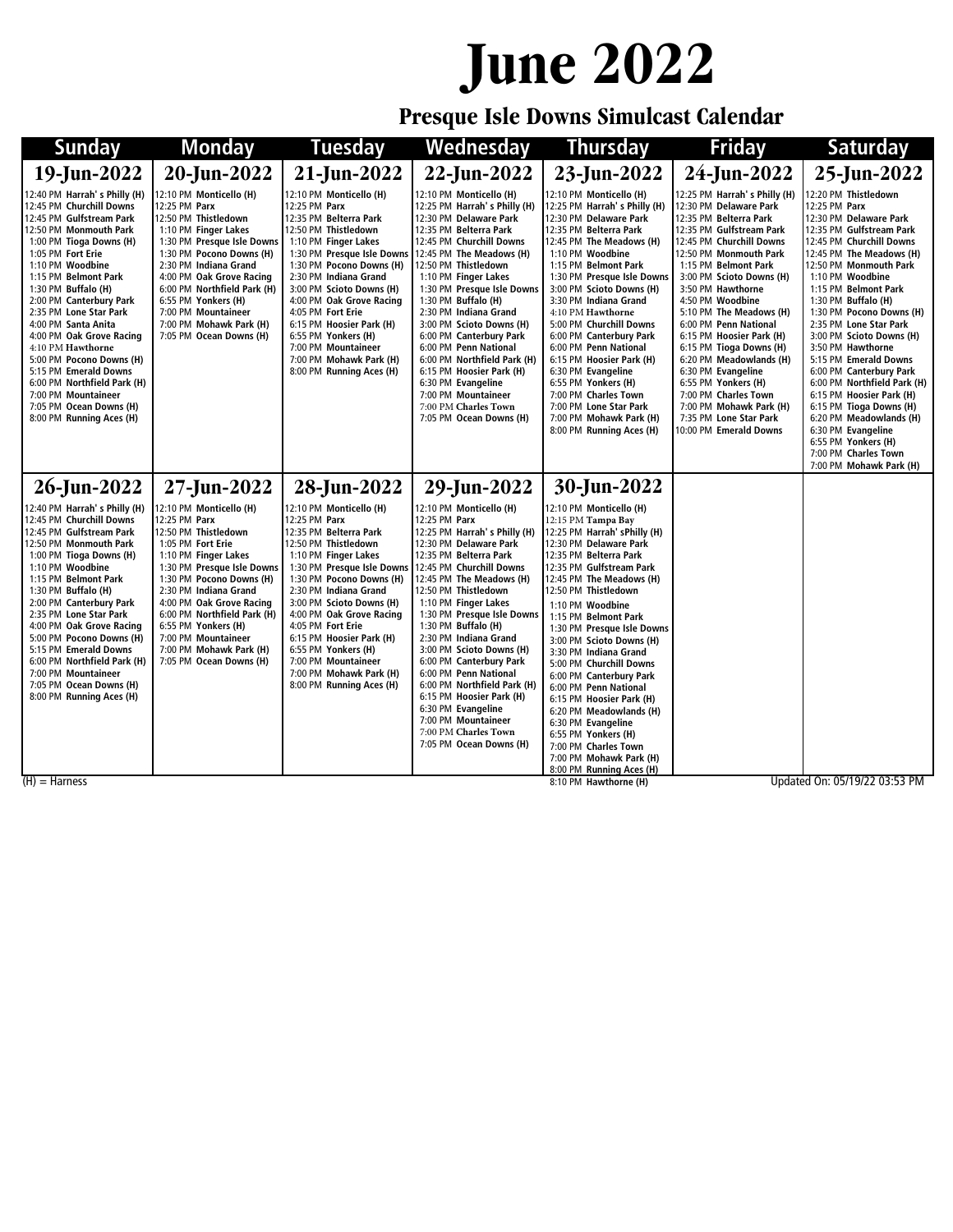# June 2022

## Presque Isle Downs Simulcast Calendar

| Sunday | Monday | Tuesday | Wednesday | Thursday | Friday | Saturday |
|---|---|---|---|---|---|---|
| **19-Jun-2022** | **20-Jun-2022** | **21-Jun-2022** | **22-Jun-2022** | **23-Jun-2022** | **24-Jun-2022** | **25-Jun-2022** |
| 12:40 PM **Harrah' s Philly (H)**<br>12:45 PM **Churchill Downs**<br>12:45 PM **Gulfstream Park**<br>12:50 PM **Monmouth Park**<br>1:00 PM **Tioga Downs (H)**<br>1:05 PM **Fort Erie**<br>1:10 PM **Woodbine**<br>1:15 PM **Belmont Park**<br>1:30 PM **Buffalo (H)**<br>2:00 PM **Canterbury Park**<br>2:35 PM **Lone Star Park**<br>4:00 PM **Santa Anita**<br>4:00 PM **Oak Grove Racing**<br>4:10 PM **Hawthorne**<br>5:00 PM **Pocono Downs (H)**<br>5:15 PM **Emerald Downs**<br>6:00 PM **Northfield Park (H)**<br>7:00 PM **Mountaineer**<br>7:05 PM **Ocean Downs (H)**<br>8:00 PM **Running Aces (H)** | 12:10 PM **Monticello (H)**<br>12:25 PM **Parx**<br>12:50 PM **Thistledown**<br>1:10 PM **Finger Lakes**<br>1:30 PM **Presque Isle Downs**<br>1:30 PM **Pocono Downs (H)**<br>2:30 PM **Indiana Grand**<br>4:00 PM **Oak Grove Racing**<br>6:00 PM **Northfield Park (H)**<br>6:55 PM **Yonkers (H)**<br>7:00 PM **Mountaineer**<br>7:00 PM **Mohawk Park (H)**<br>7:05 PM **Ocean Downs (H)** | 12:10 PM **Monticello (H)**<br>12:25 PM **Parx**<br>12:35 PM **Belterra Park**<br>12:50 PM **Thistledown**<br>1:10 PM **Finger Lakes**<br>1:30 PM **Presque Isle Downs**<br>1:30 PM **Pocono Downs (H)**<br>2:30 PM **Indiana Grand**<br>3:00 PM **Scioto Downs (H)**<br>4:00 PM **Oak Grove Racing**<br>4:05 PM **Fort Erie**<br>6:15 PM **Hoosier Park (H)**<br>6:55 PM **Yonkers (H)**<br>7:00 PM **Mountaineer**<br>7:00 PM **Mohawk Park (H)**<br>8:00 PM **Running Aces (H)** | 12:10 PM **Monticello (H)**<br>12:25 PM **Harrah' s Philly (H)**<br>12:30 PM **Delaware Park**<br>12:35 PM **Belterra Park**<br>12:45 PM **Churchill Downs**<br>12:45 PM **The Meadows (H)**<br>12:50 PM **Thistledown**<br>1:10 PM **Finger Lakes**<br>1:30 PM **Presque Isle Downs**<br>1:30 PM **Buffalo (H)**<br>2:30 PM **Indiana Grand**<br>3:00 PM **Scioto Downs (H)**<br>6:00 PM **Canterbury Park**<br>6:00 PM **Penn National**<br>6:00 PM **Northfield Park (H)**<br>6:15 PM **Hoosier Park (H)**<br>6:30 PM **Evangeline**<br>7:00 PM **Mountaineer**<br>7:00 PM **Charles Town**<br>7:05 PM **Ocean Downs (H)** | 12:10 PM **Monticello (H)**<br>12:25 PM **Harrah' s Philly (H)**<br>12:30 PM **Delaware Park**<br>12:35 PM **Belterra Park**<br>12:45 PM **The Meadows (H)**<br>1:10 PM **Woodbine**<br>1:15 PM **Belmont Park**<br>1:30 PM **Presque Isle Downs**<br>3:00 PM **Scioto Downs (H)**<br>3:30 PM **Indiana Grand**<br>4:10 PM **Hawthorne**<br>5:00 PM **Churchill Downs**<br>6:00 PM **Canterbury Park**<br>6:00 PM **Penn National**<br>6:15 PM **Hoosier Park (H)**<br>6:30 PM **Evangeline**<br>6:55 PM **Yonkers (H)**<br>7:00 PM **Charles Town**<br>7:00 PM **Lone Star Park**<br>7:00 PM **Mohawk Park (H)**<br>8:00 PM **Running Aces (H)** | 12:25 PM **Harrah' s Philly (H)**<br>12:30 PM **Delaware Park**<br>12:35 PM **Belterra Park**<br>12:45 PM **Churchill Downs**<br>12:35 PM **Gulfstream Park**<br>12:50 PM **Monmouth Park**<br>1:15 PM **Belmont Park**<br>3:00 PM **Scioto Downs (H)**<br>3:50 PM **Hawthorne**<br>4:50 PM **Woodbine**<br>5:10 PM **The Meadows (H)**<br>6:00 PM **Penn National**<br>6:15 PM **Hoosier Park (H)**<br>6:15 PM **Tioga Downs (H)**<br>6:20 PM **Meadowlands (H)**<br>6:30 PM **Evangeline**<br>6:55 PM **Yonkers (H)**<br>7:00 PM **Charles Town**<br>7:00 PM **Mohawk Park (H)**<br>7:35 PM **Lone Star Park**<br>10:00 PM **Emerald Downs** | 12:20 PM **Thistledown**<br>12:25 PM **Parx**<br>12:30 PM **Delaware Park**<br>12:35 PM **Gulfstream Park**<br>12:45 PM **Churchill Downs**<br>12:45 PM **The Meadows (H)**<br>12:50 PM **Monmouth Park**<br>1:10 PM **Woodbine**<br>1:15 PM **Belmont Park**<br>1:30 PM **Buffalo (H)**<br>1:30 PM **Pocono Downs (H)**<br>2:35 PM **Lone Star Park**<br>3:00 PM **Scioto Downs (H)**<br>3:50 PM **Hawthorne**<br>5:15 PM **Emerald Downs**<br>6:00 PM **Canterbury Park**<br>6:00 PM **Northfield Park (H)**<br>6:15 PM **Hoosier Park (H)**<br>6:15 PM **Tioga Downs (H)**<br>6:20 PM **Meadowlands (H)**<br>6:30 PM **Evangeline**<br>6:55 PM **Yonkers (H)**<br>7:00 PM **Charles Town**<br>7:00 PM **Mohawk Park (H)** |
| **26-Jun-2022** | **27-Jun-2022** | **28-Jun-2022** | **29-Jun-2022** | **30-Jun-2022** | | |
| 12:40 PM **Harrah' s Philly (H)**<br>12:45 PM **Churchill Downs**<br>12:45 PM **Gulfstream Park**<br>12:50 PM **Monmouth Park**<br>1:00 PM **Tioga Downs (H)**<br>1:10 PM **Woodbine**<br>1:15 PM **Belmont Park**<br>1:30 PM **Buffalo (H)**<br>2:00 PM **Canterbury Park**<br>2:35 PM **Lone Star Park**<br>4:00 PM **Oak Grove Racing**<br>5:00 PM **Pocono Downs (H)**<br>5:15 PM **Emerald Downs**<br>6:00 PM **Northfield Park (H)**<br>7:00 PM **Mountaineer**<br>7:05 PM **Ocean Downs (H)**<br>8:00 PM **Running Aces (H)** | 12:10 PM **Monticello (H)**<br>12:25 PM **Parx**<br>12:50 PM **Thistledown**<br>1:05 PM **Fort Erie**<br>1:10 PM **Finger Lakes**<br>1:30 PM **Presque Isle Downs**<br>1:30 PM **Pocono Downs (H)**<br>2:30 PM **Indiana Grand**<br>4:00 PM **Oak Grove Racing**<br>6:00 PM **Northfield Park (H)**<br>6:55 PM **Yonkers (H)**<br>7:00 PM **Mountaineer**<br>7:00 PM **Mohawk Park (H)**<br>7:05 PM **Ocean Downs (H)** | 12:10 PM **Monticello (H)**<br>12:25 PM **Parx**<br>12:35 PM **Belterra Park**<br>12:50 PM **Thistledown**<br>1:10 PM **Finger Lakes**<br>1:30 PM **Presque Isle Downs**<br>1:30 PM **Pocono Downs (H)**<br>2:30 PM **Indiana Grand**<br>3:00 PM **Scioto Downs (H)**<br>4:00 PM **Oak Grove Racing**<br>4:05 PM **Fort Erie**<br>6:15 PM **Hoosier Park (H)**<br>6:55 PM **Yonkers (H)**<br>7:00 PM **Mountaineer**<br>7:00 PM **Mohawk Park (H)**<br>8:00 PM **Running Aces (H)** | 12:10 PM **Monticello (H)**<br>12:25 PM **Parx**<br>12:25 PM **Harrah' s Philly (H)**<br>12:30 PM **Delaware Park**<br>12:35 PM **Belterra Park**<br>12:45 PM **Churchill Downs**<br>12:45 PM **The Meadows (H)**<br>12:50 PM **Thistledown**<br>1:10 PM **Finger Lakes**<br>1:30 PM **Presque Isle Downs**<br>1:30 PM **Buffalo (H)**<br>2:30 PM **Indiana Grand**<br>3:00 PM **Scioto Downs (H)**<br>6:00 PM **Canterbury Park**<br>6:00 PM **Penn National**<br>6:00 PM **Northfield Park (H)**<br>6:15 PM **Hoosier Park (H)**<br>6:30 PM **Evangeline**<br>7:00 PM **Mountaineer**<br>7:00 PM **Charles Town**<br>7:05 PM **Ocean Downs (H)** | 12:10 PM **Monticello (H)**<br>12:15 PM **Tampa Bay**<br>12:25 PM **Harrah' sPhilly (H)**<br>12:30 PM **Delaware Park**<br>12:35 PM **Belterra Park**<br>12:35 PM **Gulfstream Park**<br>12:45 PM **The Meadows (H)**<br>12:50 PM **Thistledown**<br>1:10 PM **Woodbine**<br>1:15 PM **Belmont Park**<br>1:30 PM **Presque Isle Downs**<br>3:00 PM **Scioto Downs (H)**<br>3:30 PM **Indiana Grand**<br>5:00 PM **Churchill Downs**<br>6:00 PM **Canterbury Park**<br>6:00 PM **Penn National**<br>6:15 PM **Hoosier Park (H)**<br>6:20 PM **Meadowlands (H)**<br>6:30 PM **Evangeline**<br>6:55 PM **Yonkers (H)**<br>7:00 PM **Charles Town**<br>7:00 PM **Mohawk Park (H)**<br>8:00 PM **Running Aces (H)**<br>8:10 PM **Hawthorne (H)** | | |

(H) = Harness

Updated On: 05/19/22 03:53 PM